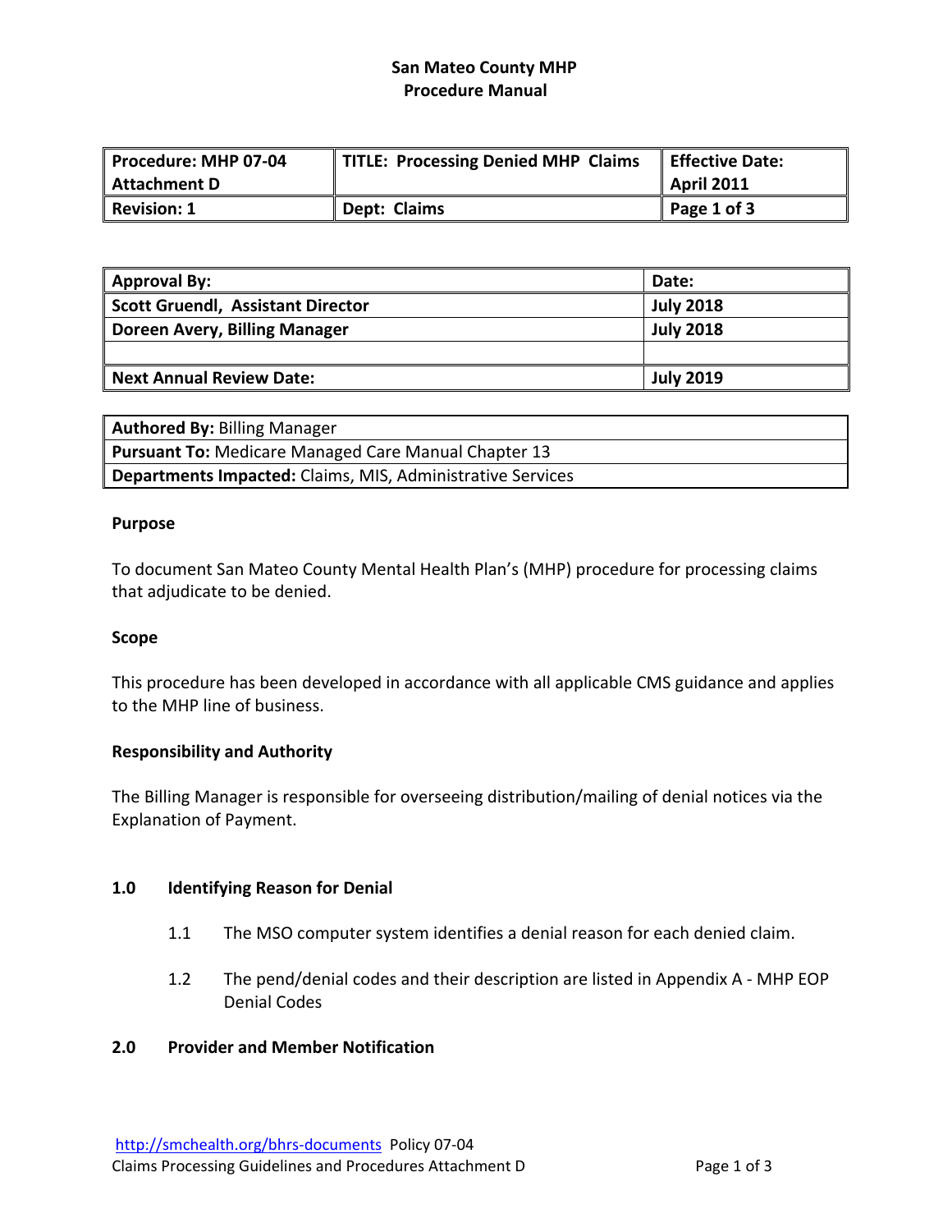# San Mateo County MHP
## Procedure Manual

| Procedure: MHP 07-04 Attachment D | TITLE: Processing Denied MHP Claims | Effective Date: April 2011 |
|---|---|---|
| **Revision: 1** | **Dept: Claims** | **Page 1 of 3** |

| Approval By: | Date: |
|---|---|
| **Scott Gruendl, Assistant Director** | **July 2018** |
| **Doreen Avery, Billing Manager** | **July 2018** |
| | |
| **Next Annual Review Date:** | **July 2019** |

| **Authored By:** Billing Manager |
|---|
| **Pursuant To:** Medicare Managed Care Manual Chapter 13 |
| **Departments Impacted:** Claims, MIS, Administrative Services |

**Purpose**

To document San Mateo County Mental Health Plan's (MHP) procedure for processing claims that adjudicate to be denied.

**Scope**

This procedure has been developed in accordance with all applicable CMS guidance and applies to the MHP line of business.

**Responsibility and Authority**

The Billing Manager is responsible for overseeing distribution/mailing of denial notices via the Explanation of Payment.

**1.0 Identifying Reason for Denial**

- 1.1 The MSO computer system identifies a denial reason for each denied claim.
- 1.2 The pend/denial codes and their description are listed in Appendix A - MHP EOP Denial Codes

**2.0 Provider and Member Notification**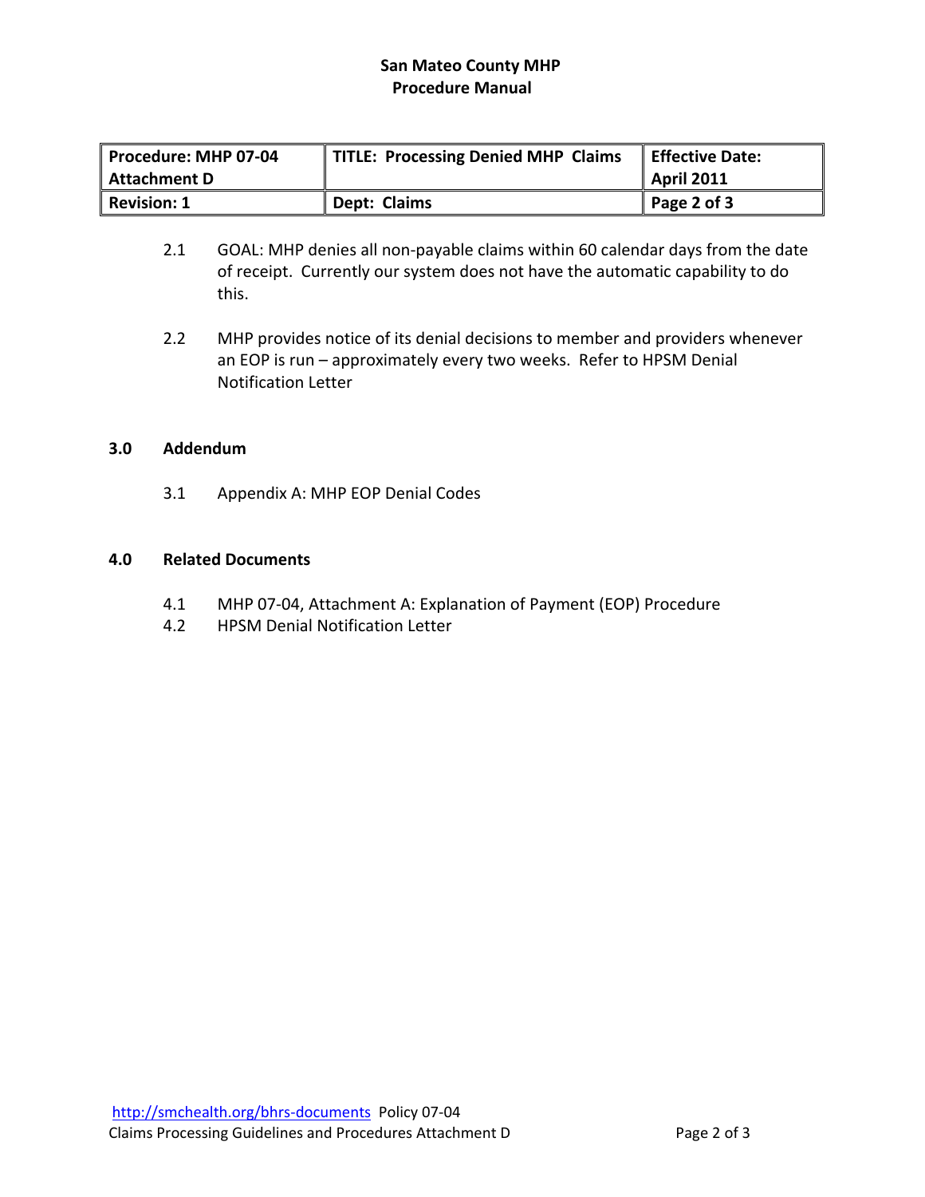2.1 GOAL: MHP denies all non-payable claims within 60 calendar days from the date of receipt. Currently our system does not have the automatic capability to do this.

2.2 MHP provides notice of its denial decisions to member and providers whenever an EOP is run – approximately every two weeks. Refer to HPSM Denial Notification Letter

## 3.0 Addendum

3.1 Appendix A: MHP EOP Denial Codes

## 4.0 Related Documents

4.1 MHP 07-04, Attachment A: Explanation of Payment (EOP) Procedure

4.2 HPSM Denial Notification Letter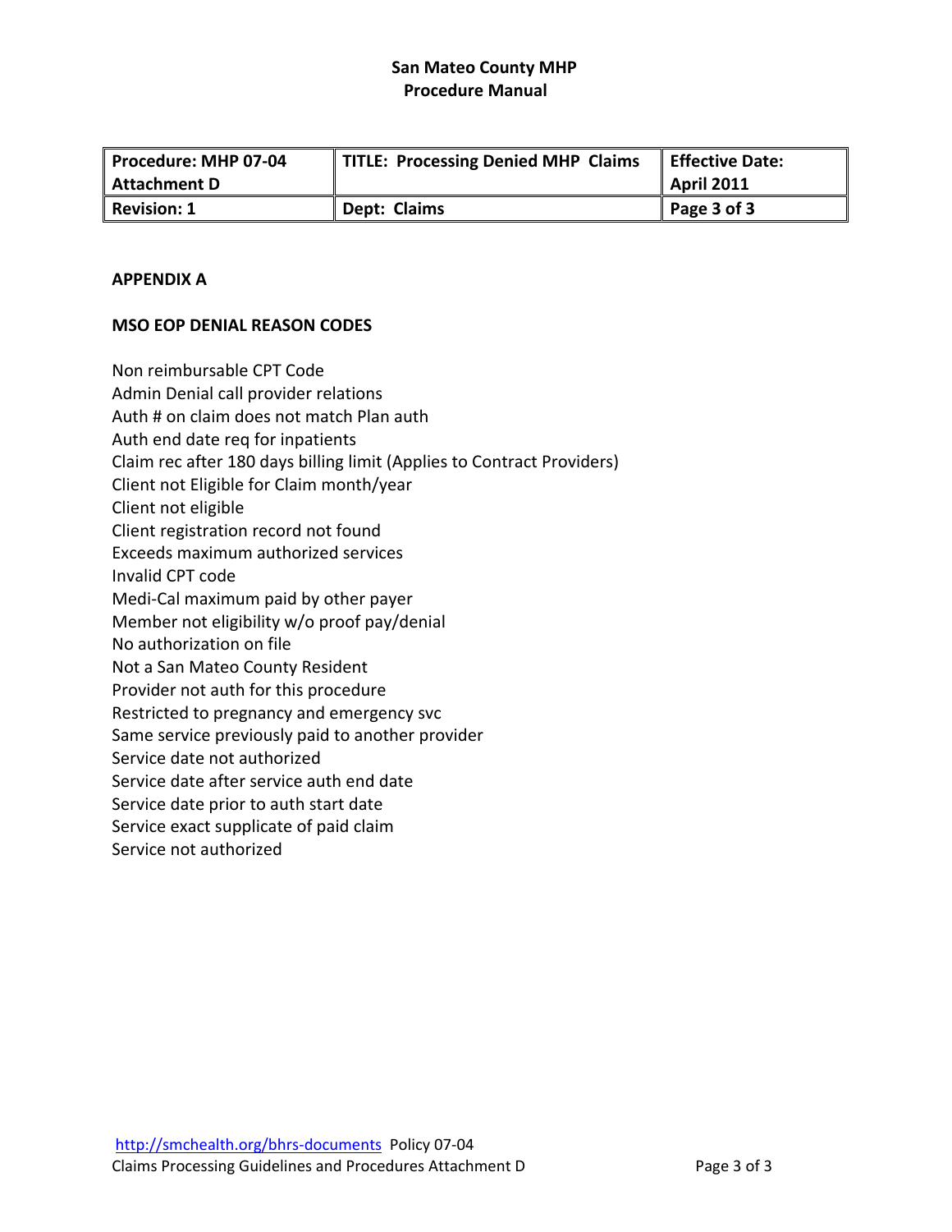# San Mateo County MHP
## Procedure Manual

| Procedure: MHP 07-04 Attachment D | TITLE: Processing Denied MHP Claims | Effective Date: April 2011 |
|---|---|---|
| Revision: 1 | Dept: Claims | Page 3 of 3 |

**APPENDIX A**

**MSO EOP DENIAL REASON CODES**

Non reimbursable CPT Code
Admin Denial call provider relations
Auth # on claim does not match Plan auth
Auth end date req for inpatients
Claim rec after 180 days billing limit (Applies to Contract Providers)
Client not Eligible for Claim month/year
Client not eligible
Client registration record not found
Exceeds maximum authorized services
Invalid CPT code
Medi-Cal maximum paid by other payer
Member not eligibility w/o proof pay/denial
No authorization on file
Not a San Mateo County Resident
Provider not auth for this procedure
Restricted to pregnancy and emergency svc
Same service previously paid to another provider
Service date not authorized
Service date after service auth end date
Service date prior to auth start date
Service exact supplicate of paid claim
Service not authorized

http://smchealth.org/bhrs-documents Policy 07-04
Claims Processing Guidelines and Procedures Attachment D